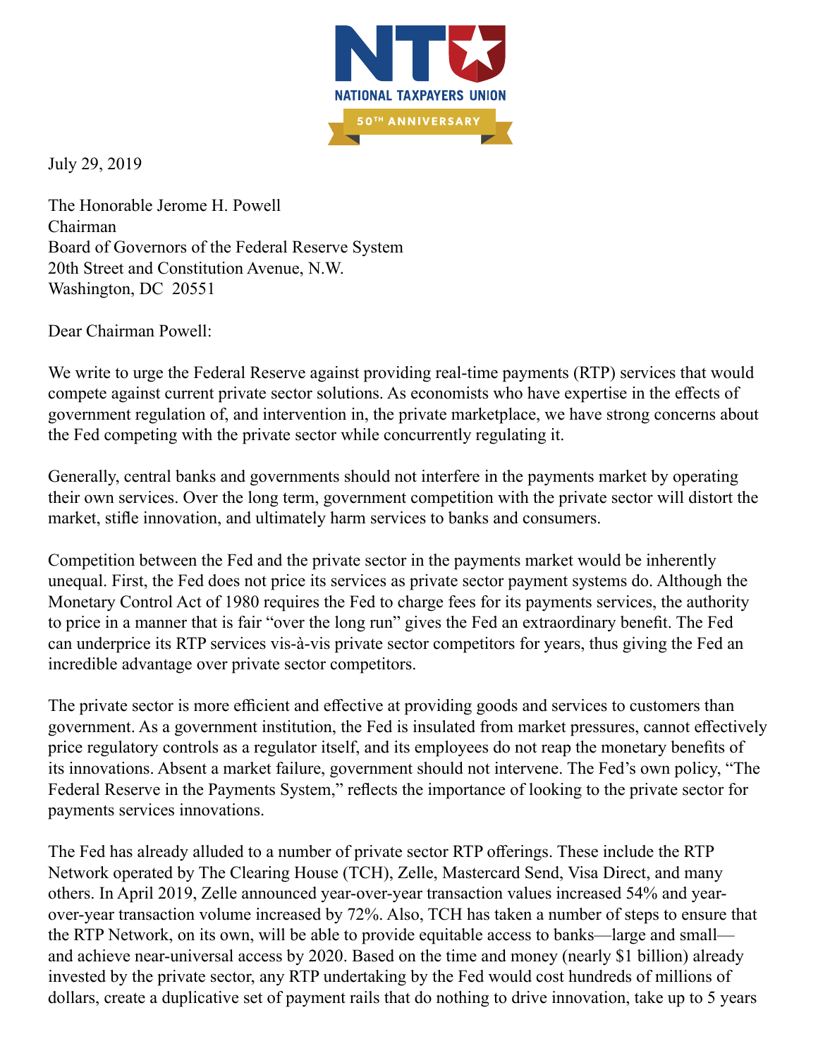NATIONAL TAXPAYERS UNION

50TH ANNIVERSARY

July 29, 2019

The Honorable Jerome H. Powell
Chairman
Board of Governors of the Federal Reserve System
20th Street and Constitution Avenue, N.W.
Washington, DC 20551

Dear Chairman Powell:

We write to urge the Federal Reserve against providing real-time payments (RTP) services that would compete against current private sector solutions. As economists who have expertise in the effects of government regulation of, and intervention in, the private marketplace, we have strong concerns about the Fed competing with the private sector while concurrently regulating it.

Generally, central banks and governments should not interfere in the payments market by operating their own services. Over the long term, government competition with the private sector will distort the market, stifle innovation, and ultimately harm services to banks and consumers.

Competition between the Fed and the private sector in the payments market would be inherently unequal. First, the Fed does not price its services as private sector payment systems do. Although the Monetary Control Act of 1980 requires the Fed to charge fees for its payments services, the authority to price in a manner that is fair "over the long run" gives the Fed an extraordinary benefit. The Fed can underprice its RTP services vis-à-vis private sector competitors for years, thus giving the Fed an incredible advantage over private sector competitors.

The private sector is more efficient and effective at providing goods and services to customers than government. As a government institution, the Fed is insulated from market pressures, cannot effectively price regulatory controls as a regulator itself, and its employees do not reap the monetary benefits of its innovations. Absent a market failure, government should not intervene. The Fed's own policy, "The Federal Reserve in the Payments System," reflects the importance of looking to the private sector for payments services innovations.

The Fed has already alluded to a number of private sector RTP offerings. These include the RTP Network operated by The Clearing House (TCH), Zelle, Mastercard Send, Visa Direct, and many others. In April 2019, Zelle announced year-over-year transaction values increased 54% and year-over-year transaction volume increased by 72%. Also, TCH has taken a number of steps to ensure that the RTP Network, on its own, will be able to provide equitable access to banks—large and small—and achieve near-universal access by 2020. Based on the time and money (nearly $1 billion) already invested by the private sector, any RTP undertaking by the Fed would cost hundreds of millions of dollars, create a duplicative set of payment rails that do nothing to drive innovation, take up to 5 years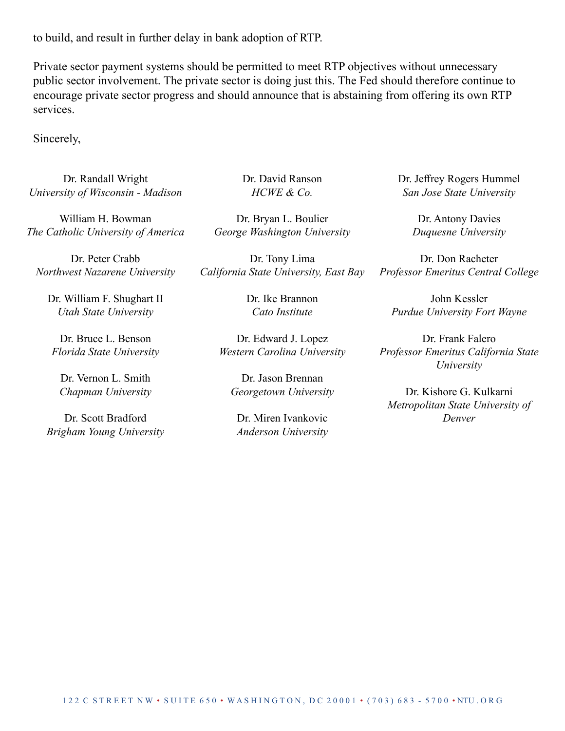to build, and result in further delay in bank adoption of RTP.

Private sector payment systems should be permitted to meet RTP objectives without unnecessary public sector involvement. The private sector is doing just this. The Fed should therefore continue to encourage private sector progress and should announce that is abstaining from offering its own RTP services.

Sincerely,

Dr. Randall Wright
*University of Wisconsin - Madison*

William H. Bowman
*The Catholic University of America*

Dr. Peter Crabb
*Northwest Nazarene University*

Dr. William F. Shughart II
*Utah State University*

Dr. Bruce L. Benson
*Florida State University*

Dr. Vernon L. Smith
*Chapman University*

Dr. Scott Bradford
*Brigham Young University*

Dr. David Ranson
*HCWE & Co.*

Dr. Bryan L. Boulier
*George Washington University*

Dr. Tony Lima
*California State University, East Bay*

Dr. Ike Brannon
*Cato Institute*

Dr. Edward J. Lopez
*Western Carolina University*

Dr. Jason Brennan
*Georgetown University*

Dr. Miren Ivankovic
*Anderson University*

Dr. Jeffrey Rogers Hummel
*San Jose State University*

Dr. Antony Davies
*Duquesne University*

Dr. Don Racheter
*Professor Emeritus Central College*

John Kessler
*Purdue University Fort Wayne*

Dr. Frank Falero
*Professor Emeritus California State University*

Dr. Kishore G. Kulkarni
*Metropolitan State University of Denver*